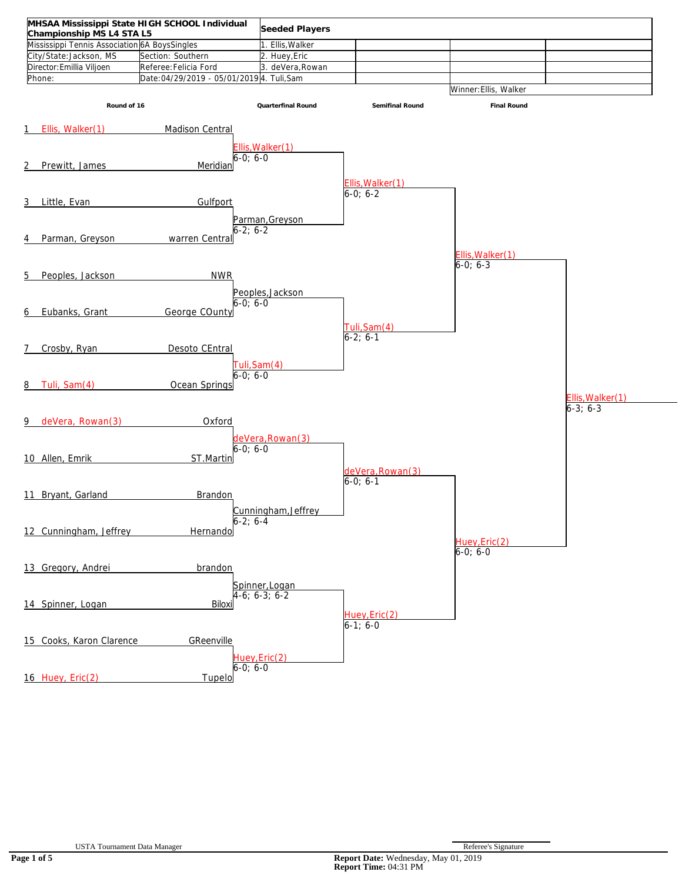| **MHSAA Mississippi State HIGH SCHOOL Individual Championship MS L4 STA L5** | | **Seeded Players** | | | |
|---|---|---|---|---|---|
| Mississippi Tennis Association | 6A BoysSingles | 1. Ellis,Walker | | | |
| City/State:Jackson, MS | Section: Southern | 2. Huey,Eric | | | |
| Director:Emillia Viljoen | Referee:Felicia Ford | 3. deVera,Rowan | | | |
| Phone: | Date:04/29/2019 - 05/01/2019 | 4. Tuli,Sam | | | |
| | | | | Winner:Ellis, Walker | |

## Round of 16

| # | Player | School |
|---|---|---|
| 1 | Ellis, Walker(1) | Madison Central |
| 2 | Prewitt, James | Meridian |
| 3 | Little, Evan | Gulfport |
| 4 | Parman, Greyson | warren Central |
| 5 | Peoples, Jackson | NWR |
| 6 | Eubanks, Grant | George COunty |
| 7 | Crosby, Ryan | Desoto CEntral |
| 8 | Tuli, Sam(4) | Ocean Springs |
| 9 | deVera, Rowan(3) | Oxford |
| 10 | Allen, Emrik | ST.Martin |
| 11 | Bryant, Garland | Brandon |
| 12 | Cunningham, Jeffrey | Hernando |
| 13 | Gregory, Andrei | brandon |
| 14 | Spinner, Logan | Biloxi |
| 15 | Cooks, Karon Clarence | GReenville |
| 16 | Huey, Eric(2) | Tupelo |

## Quarterfinal Round

| Winner | Score |
|---|---|
| Ellis,Walker(1) | 6-0; 6-0 |
| Parman,Greyson | 6-2; 6-2 |
| Peoples,Jackson | 6-0; 6-0 |
| Tuli,Sam(4) | 6-0; 6-0 |
| deVera,Rowan(3) | 6-0; 6-0 |
| Cunningham,Jeffrey | 6-2; 6-4 |
| Spinner,Logan | 4-6; 6-3; 6-2 |
| Huey,Eric(2) | 6-0; 6-0 |

## Semifinal Round

| Winner | Score |
|---|---|
| Ellis,Walker(1) | 6-0; 6-2 |
| Tuli,Sam(4) | 6-2; 6-1 |
| deVera,Rowan(3) | 6-0; 6-1 |
| Huey,Eric(2) | 6-1; 6-0 |

## Final Round

| Winner | Score |
|---|---|
| Ellis,Walker(1) | 6-0; 6-3 |
| Huey,Eric(2) | 6-0; 6-0 |

**Winner:** Ellis,Walker(1) — 6-3; 6-3

USTA Tournament Data Manager

Referee's Signature

**Report Date:** Wednesday, May 01, 2019
**Report Time:** 04:31 PM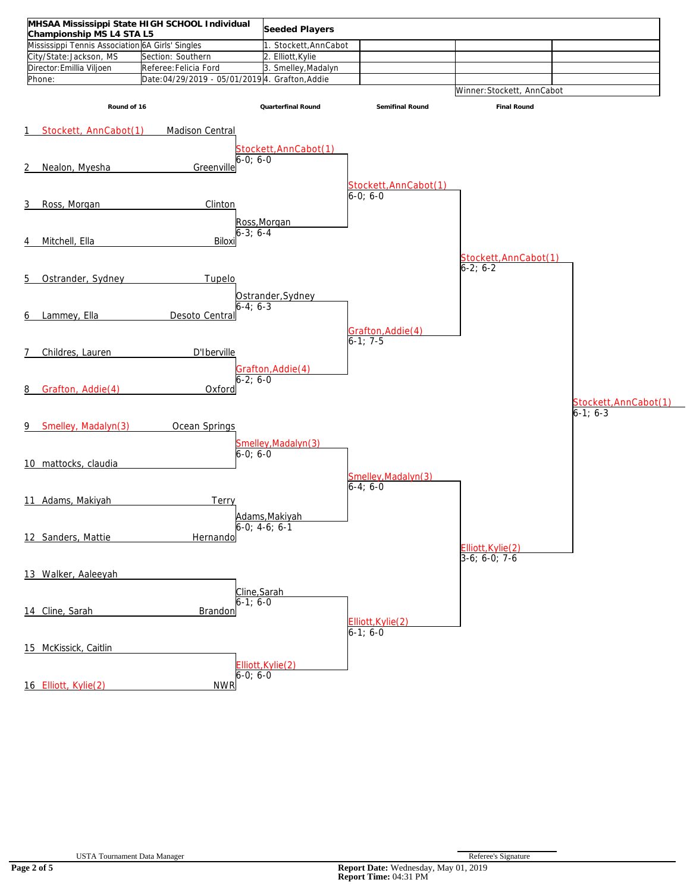| MHSAA Mississippi State HIGH SCHOOL Individual Championship MS L4 STA L5 | | Seeded Players | | | |
|---|---|---|---|---|---|
| Mississippi Tennis Association | 6A Girls' Singles | 1. Stockett,AnnCabot | | | |
| City/State: Jackson, MS | Section: Southern | 2. Elliott,Kylie | | | |
| Director: Emillia Viljoen | Referee: Felicia Ford | 3. Smelley,Madalyn | | | |
| Phone: | Date: 04/29/2019 - 05/01/2019 | 4. Grafton,Addie | | | |
| | | | | Winner: Stockett, AnnCabot | |

## Round of 16

| # | Player | School |
|---|---|---|
| 1 | Stockett, AnnCabot(1) | Madison Central |
| 2 | Nealon, Myesha | Greenville |
| 3 | Ross, Morgan | Clinton |
| 4 | Mitchell, Ella | Biloxi |
| 5 | Ostrander, Sydney | Tupelo |
| 6 | Lammey, Ella | Desoto Central |
| 7 | Childres, Lauren | D'Iberville |
| 8 | Grafton, Addie(4) | Oxford |
| 9 | Smelley, Madalyn(3) | Ocean Springs |
| 10 | mattocks, claudia | |
| 11 | Adams, Makiyah | Terry |
| 12 | Sanders, Mattie | Hernando |
| 13 | Walker, Aaleeyah | |
| 14 | Cline, Sarah | Brandon |
| 15 | McKissick, Caitlin | |
| 16 | Elliott, Kylie(2) | NWR |

## Quarterfinal Round

| Winner | Score |
|---|---|
| Stockett,AnnCabot(1) | 6-0; 6-0 |
| Ross,Morgan | 6-3; 6-4 |
| Ostrander,Sydney | 6-4; 6-3 |
| Grafton,Addie(4) | 6-2; 6-0 |
| Smelley,Madalyn(3) | 6-0; 6-0 |
| Adams,Makiyah | 6-0; 4-6; 6-1 |
| Cline,Sarah | 6-1; 6-0 |
| Elliott,Kylie(2) | 6-0; 6-0 |

## Semifinal Round

| Winner | Score |
|---|---|
| Stockett,AnnCabot(1) | 6-0; 6-0 |
| Grafton,Addie(4) | 6-1; 7-5 |
| Smelley,Madalyn(3) | 6-4; 6-0 |
| Elliott,Kylie(2) | 6-1; 6-0 |

## Final Round

| Winner | Score |
|---|---|
| Stockett,AnnCabot(1) | 6-2; 6-2 |
| Elliott,Kylie(2) | 3-6; 6-0; 7-6 |

**Champion:** Stockett,AnnCabot(1) — 6-1; 6-3

USTA Tournament Data Manager

Referee's Signature

**Report Date:** Wednesday, May 01, 2019
**Report Time:** 04:31 PM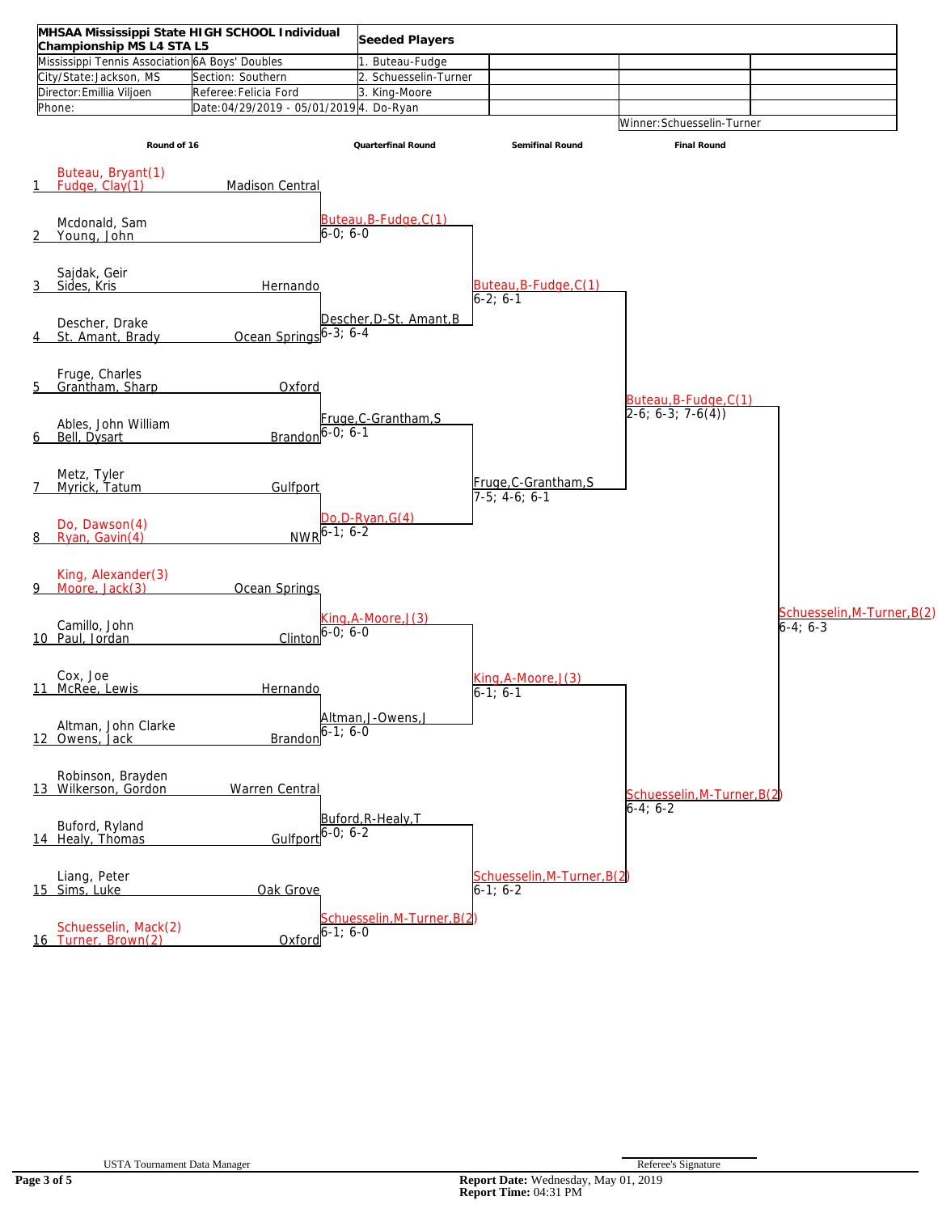| MHSAA Mississippi State HIGH SCHOOL Individual Championship MS L4 STA L5 | | Seeded Players | | | |
|---|---|---|---|---|---|
| Mississippi Tennis Association | 6A Boys' Doubles | 1. Buteau-Fudge | | | |
| City/State: Jackson, MS | Section: Southern | 2. Schuesselin-Turner | | | |
| Director: Emillia Viljoen | Referee: Felicia Ford | 3. King-Moore | | | |
| Phone: | Date: 04/29/2019 - 05/01/2019 | 4. Do-Ryan | | | |
| | | | | Winner: Schuesselin-Turner | |

## Round of 16

| # | Players | School |
|---|---|---|
| 1 | Buteau, Bryant(1) / Fudge, Clay(1) | Madison Central |
| 2 | Mcdonald, Sam / Young, John | |
| 3 | Sajdak, Geir / Sides, Kris | Hernando |
| 4 | Descher, Drake / St. Amant, Brady | Ocean Springs |
| 5 | Fruge, Charles / Grantham, Sharp | Oxford |
| 6 | Ables, John William / Bell, Dysart | Brandon |
| 7 | Metz, Tyler / Myrick, Tatum | Gulfport |
| 8 | Do, Dawson(4) / Ryan, Gavin(4) | NWR |
| 9 | King, Alexander(3) / Moore, Jack(3) | Ocean Springs |
| 10 | Camillo, John / Paul, Jordan | Clinton |
| 11 | Cox, Joe / McRee, Lewis | Hernando |
| 12 | Altman, John Clarke / Owens, Jack | Brandon |
| 13 | Robinson, Brayden / Wilkerson, Gordon | Warren Central |
| 14 | Buford, Ryland / Healy, Thomas | Gulfport |
| 15 | Liang, Peter / Sims, Luke | Oak Grove |
| 16 | Schuesselin, Mack(2) / Turner, Brown(2) | Oxford |

## Quarterfinal Round

- Buteau,B-Fudge,C(1) 6-0; 6-0
- Descher,D-St. Amant,B 6-3; 6-4
- Fruge,C-Grantham,S 6-0; 6-1
- Do,D-Ryan,G(4) 6-1; 6-2
- King,A-Moore,J(3) 6-0; 6-0
- Altman,J-Owens,J 6-1; 6-0
- Buford,R-Healy,T 6-0; 6-2
- Schuesselin,M-Turner,B(2) 6-1; 6-0

## Semifinal Round

- Buteau,B-Fudge,C(1) 6-2; 6-1
- Fruge,C-Grantham,S 7-5; 4-6; 6-1
- King,A-Moore,J(3) 6-1; 6-1
- Schuesselin,M-Turner,B(2) 6-1; 6-2

## Final Round

- Buteau,B-Fudge,C(1) 2-6; 6-3; 7-6(4))
- Schuesselin,M-Turner,B(2) 6-4; 6-2

## Winner

- Schuesselin,M-Turner,B(2) 6-4; 6-3

USTA Tournament Data Manager

Referee's Signature

**Report Date:** Wednesday, May 01, 2019
**Report Time:** 04:31 PM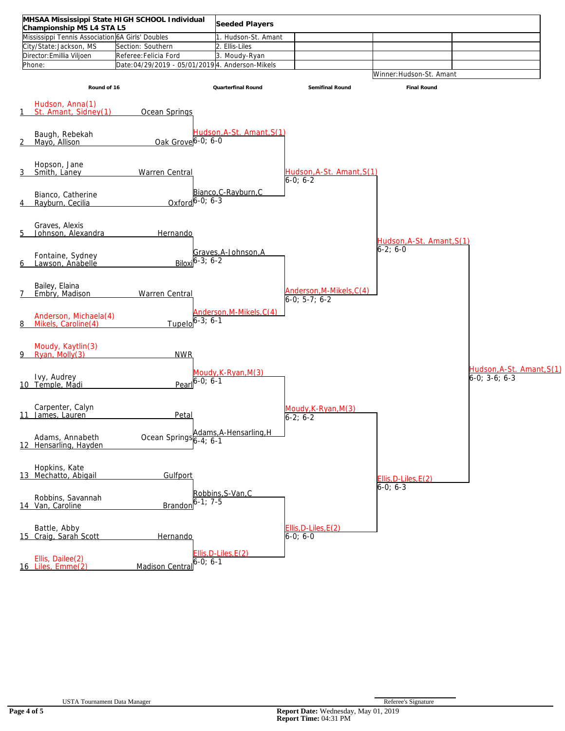| MHSAA Mississippi State HIGH SCHOOL Individual Championship MS L4 STA L5 | | Seeded Players | | | |
|---|---|---|---|---|---|
| Mississippi Tennis Association | 6A Girls' Doubles | 1. Hudson-St. Amant | | | |
| City/State: Jackson, MS | Section: Southern | 2. Ellis-Liles | | | |
| Director: Emillia Viljoen | Referee: Felicia Ford | 3. Moudy-Ryan | | | |
| Phone: | Date: 04/29/2019 - 05/01/2019 | 4. Anderson-Mikels | | | |
| | | | | Winner: Hudson-St. Amant | |

| # | Round of 16 | School | Quarterfinal Round | Semifinal Round | Final Round | Winner |
|---|---|---|---|---|---|---|
| 1 | Hudson, Anna(1) / St. Amant, Sidney(1) | Ocean Springs | | | | |
| 2 | Baugh, Rebekah / Mayo, Allison | Oak Grove | Hudson,A-St. Amant,S(1) 6-0; 6-0 | | | |
| 3 | Hopson, Jane / Smith, Laney | Warren Central | | Hudson,A-St. Amant,S(1) 6-0; 6-2 | | |
| 4 | Bianco, Catherine / Rayburn, Cecilia | Oxford | Bianco,C-Rayburn,C 6-0; 6-3 | | | |
| 5 | Graves, Alexis / Johnson, Alexandra | Hernando | | | Hudson,A-St. Amant,S(1) 6-2; 6-0 | |
| 6 | Fontaine, Sydney / Lawson, Anabelle | Biloxi | Graves,A-Johnson,A 6-3; 6-2 | | | |
| 7 | Bailey, Elaina / Embry, Madison | Warren Central | | Anderson,M-Mikels,C(4) 6-0; 5-7; 6-2 | | |
| 8 | Anderson, Michaela(4) / Mikels, Caroline(4) | Tupelo | Anderson,M-Mikels,C(4) 6-3; 6-1 | | | |
| 9 | Moudy, Kaytlin(3) / Ryan, Molly(3) | NWR | | | | Hudson,A-St. Amant,S(1) 6-0; 3-6; 6-3 |
| 10 | Ivy, Audrey / Temple, Madi | Pearl | Moudy,K-Ryan,M(3) 6-0; 6-1 | | | |
| 11 | Carpenter, Calyn / James, Lauren | Petal | | Moudy,K-Ryan,M(3) 6-2; 6-2 | | |
| 12 | Adams, Annabeth / Hensarling, Hayden | Ocean Springs | Adams,A-Hensarling,H 6-4; 6-1 | | | |
| 13 | Hopkins, Kate / Mechatto, Abigail | Gulfport | | | Ellis,D-Liles,E(2) 6-0; 6-3 | |
| 14 | Robbins, Savannah / Van, Caroline | Brandon | Robbins,S-Van,C 6-1; 7-5 | | | |
| 15 | Battle, Abby / Craig, Sarah Scott | Hernando | | Ellis,D-Liles,E(2) 6-0; 6-0 | | |
| 16 | Ellis, Dailee(2) / Liles, Emme(2) | Madison Central | Ellis,D-Liles,E(2) 6-0; 6-1 | | | |

USTA Tournament Data Manager

Referee's Signature

**Report Date:** Wednesday, May 01, 2019
**Report Time:** 04:31 PM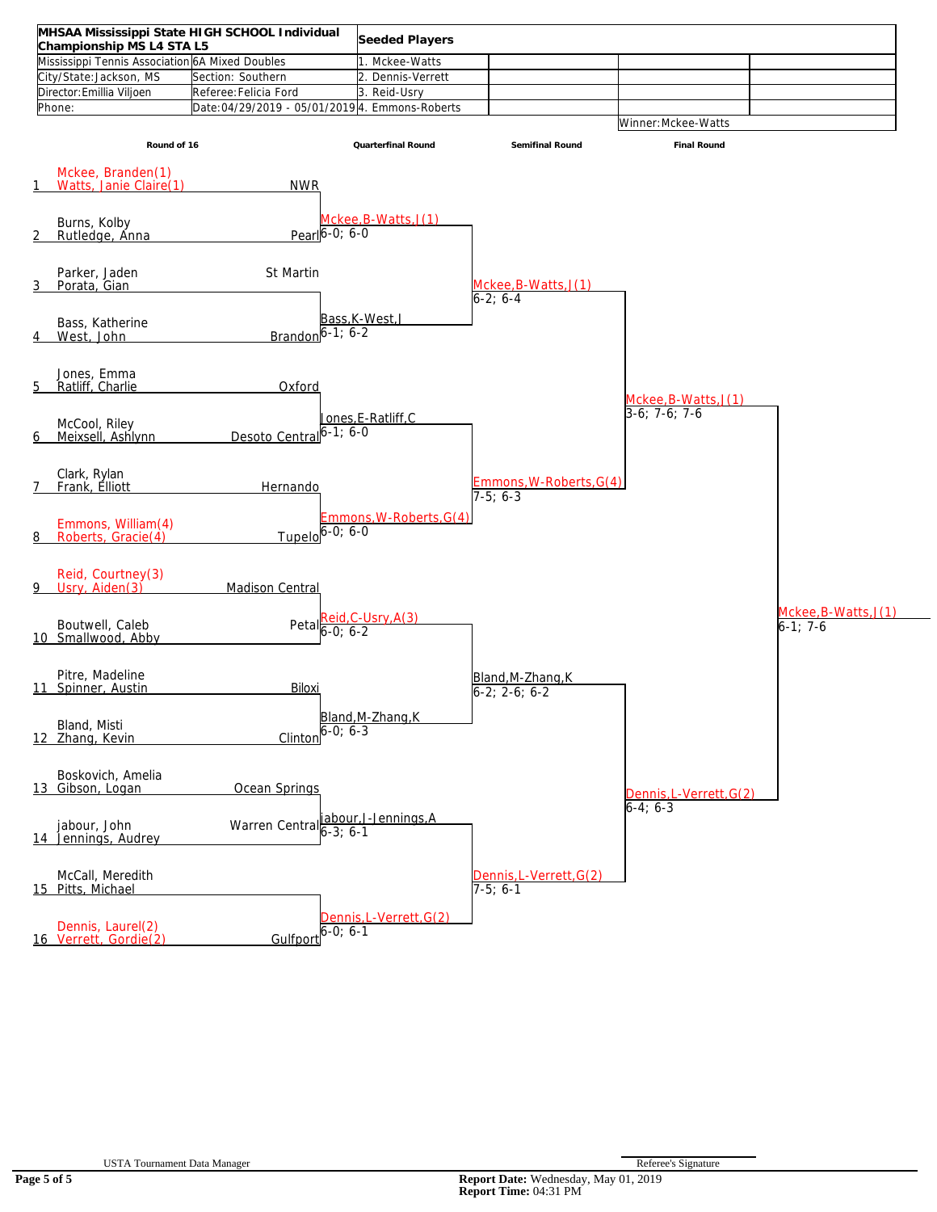**MHSAA Mississippi State HIGH SCHOOL Individual Championship MS L4 STA L5**

| | | Seeded Players |
|---|---|---|
| Mississippi Tennis Association | 6A Mixed Doubles | 1. Mckee-Watts |
| City/State: Jackson, MS | Section: Southern | 2. Dennis-Verrett |
| Director: Emillia Viljoen | Referee: Felicia Ford | 3. Reid-Usry |
| Phone: | Date: 04/29/2019 - 05/01/2019 | 4. Emmons-Roberts |

Winner: Mckee-Watts

## Round of 16

| # | Players | School |
|---|---|---|
| 1 | Mckee, Branden(1) / Watts, Janie Claire(1) | NWR |
| 2 | Burns, Kolby / Rutledge, Anna | Pearl |
| 3 | Parker, Jaden / Porata, Gian | St Martin |
| 4 | Bass, Katherine / West, John | Brandon |
| 5 | Jones, Emma / Ratliff, Charlie | Oxford |
| 6 | McCool, Riley / Meixsell, Ashlynn | Desoto Central |
| 7 | Clark, Rylan / Frank, Elliott | Hernando |
| 8 | Emmons, William(4) / Roberts, Gracie(4) | Tupelo |
| 9 | Reid, Courtney(3) / Usry, Aiden(3) | Madison Central |
| 10 | Boutwell, Caleb / Smallwood, Abby | Petal |
| 11 | Pitre, Madeline / Spinner, Austin | Biloxi |
| 12 | Bland, Misti / Zhang, Kevin | Clinton |
| 13 | Boskovich, Amelia / Gibson, Logan | Ocean Springs |
| 14 | jabour, John / Jennings, Audrey | Warren Central |
| 15 | McCall, Meredith / Pitts, Michael | |
| 16 | Dennis, Laurel(2) / Verrett, Gordie(2) | Gulfport |

## Quarterfinal Round

- Mckee,B-Watts,J(1) 6-0; 6-0
- Bass,K-West,J 6-1; 6-2
- Jones,E-Ratliff,C 6-1; 6-0
- Emmons,W-Roberts,G(4) 6-0; 6-0
- Reid,C-Usry,A(3) 6-0; 6-2
- Bland,M-Zhang,K 6-0; 6-3
- jabour,J-Jennings,A 6-3; 6-1
- Dennis,L-Verrett,G(2) 6-0; 6-1

## Semifinal Round

- Mckee,B-Watts,J(1) 6-2; 6-4
- Emmons,W-Roberts,G(4) 7-5; 6-3
- Bland,M-Zhang,K 6-2; 2-6; 6-2
- Dennis,L-Verrett,G(2) 7-5; 6-1

## Final Round

- Mckee,B-Watts,J(1) 3-6; 7-6; 7-6
- Dennis,L-Verrett,G(2) 6-4; 6-3

**Winner:** Mckee,B-Watts,J(1) 6-1; 7-6

USTA Tournament Data Manager

Referee's Signature

**Report Date:** Wednesday, May 01, 2019
**Report Time:** 04:31 PM